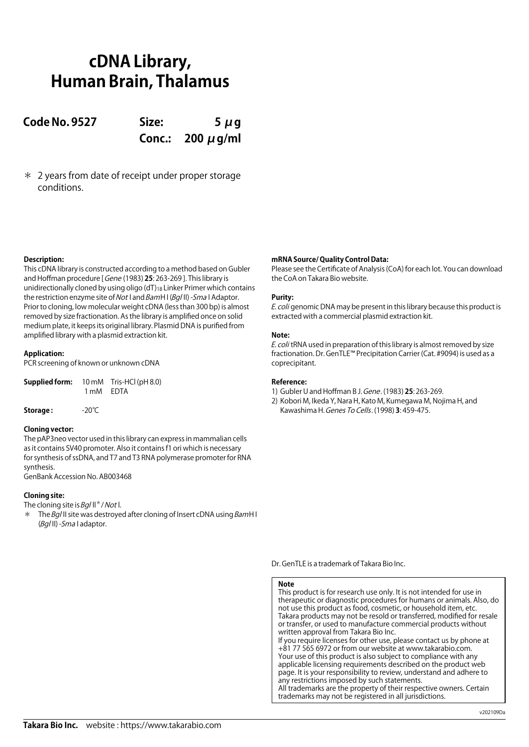# cDNA Library, Human Brain, Thalamus

**Code No. 9527** **Size: 5 μg**
**Conc.: 200 μg/ml**

＊ 2 years from date of receipt under proper storage conditions.

**Description:**
This cDNA library is constructed according to a method based on Gubler and Hoffman procedure [*Gene* (1983) **25**: 263-269 ]. This library is unidirectionally cloned by using oligo $(dT)_{18}$ Linker Primer which contains the restriction enzyme site of *Not* I and *Bam*H I (*Bgl* II) -*Sma* I Adaptor. Prior to cloning, low molecular weight cDNA (less than 300 bp) is almost removed by size fractionation. As the library is amplified once on solid medium plate, it keeps its original library. Plasmid DNA is purified from amplified library with a plasmid extraction kit.

**Application:**
PCR screening of known or unknown cDNA

**Supplied form:** 10 mM Tris-HCl (pH 8.0)
1 mM EDTA

**Storage :** -20℃

**Cloning vector:**
The pAP3neo vector used in this library can express in mammalian cells as it contains SV40 promoter. Also it contains f1 ori which is necessary for synthesis of ssDNA, and T7 and T3 RNA polymerase promoter for RNA synthesis.
GenBank Accession No. AB003468

**Cloning site:**
The cloning site is *Bgl* II＊/ *Not* I.
＊ The *Bgl* II site was destroyed after cloning of Insert cDNA using *Bam*H I (*Bgl* II) -*Sma* I adaptor.

**mRNA Source/ Quality Control Data:**
Please see the Certificate of Analysis (CoA) for each lot. You can download the CoA on Takara Bio website.

**Purity:**
*E. coli* genomic DNA may be present in this library because this product is extracted with a commercial plasmid extraction kit.

**Note:**
*E. coli* tRNA used in preparation of this library is almost removed by size fractionation. Dr. GenTLE™ Precipitation Carrier (Cat. #9094) is used as a coprecipitant.

**Reference:**
1) Gubler U and Hoffman B J. *Gene*. (1983) **25**: 263-269.
2) Kobori M, Ikeda Y, Nara H, Kato M, Kumegawa M, Nojima H, and Kawashima H. *Genes To Cells*. (1998) **3**: 459-475.

Dr. GenTLE is a trademark of Takara Bio Inc.

**Note**
This product is for research use only. It is not intended for use in therapeutic or diagnostic procedures for humans or animals. Also, do not use this product as food, cosmetic, or household item, etc.
Takara products may not be resold or transferred, modified for resale or transfer, or used to manufacture commercial products without written approval from Takara Bio Inc.
If you require licenses for other use, please contact us by phone at +81 77 565 6972 or from our website at www.takarabio.com.
Your use of this product is also subject to compliance with any applicable licensing requirements described on the product web page. It is your responsibility to review, understand and adhere to any restrictions imposed by such statements.
All trademarks are the property of their respective owners. Certain trademarks may not be registered in all jurisdictions.

v202109Da

**Takara Bio Inc.** website : https://www.takarabio.com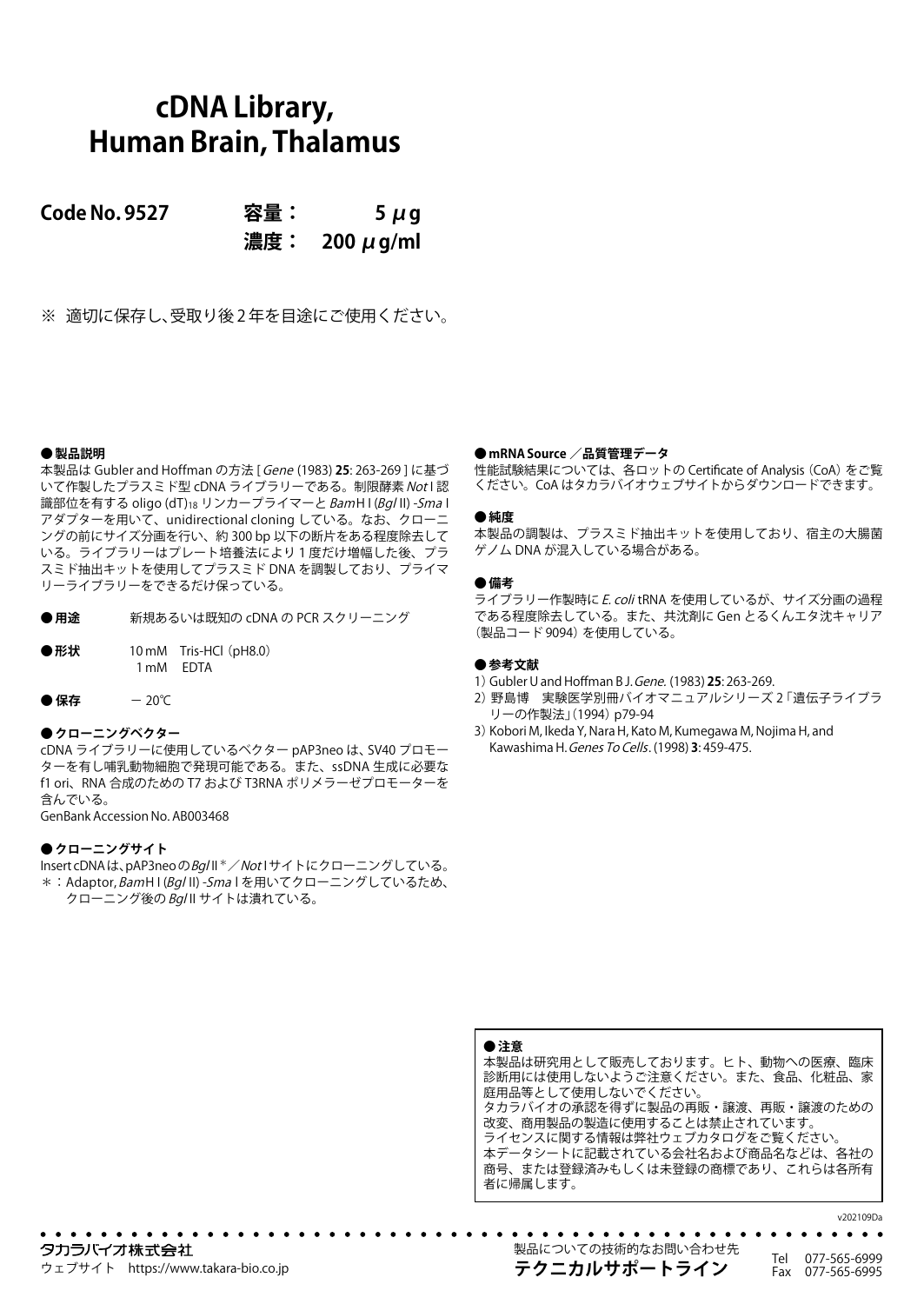# cDNA Library, Human Brain, Thalamus

**Code No. 9527　　容量：　5 μg**
**濃度：　200 μg/ml**

※ 適切に保存し、受取り後2年を目途にご使用ください。

## ● 製品説明

本製品は Gubler and Hoffman の方法 [ *Gene* (1983) **25**: 263-269 ] に基づいて作製したプラスミド型 cDNA ライブラリーである。制限酵素 *Not* I 認識部位を有する oligo $(dT)_{18}$ リンカープライマーと *Bam*H I (*Bgl* II) -*Sma* I アダプターを用いて、unidirectional cloning している。なお、クローニングの前にサイズ分画を行い、約 300 bp 以下の断片をある程度除去している。ライブラリーはプレート培養法により 1 度だけ増幅した後、プラスミド抽出キットを使用してプラスミド DNA を調製しており、プライマリーライブラリーをできるだけ保っている。

**● 用途**　　新規あるいは既知の cDNA の PCR スクリーニング

**● 形状**　　10 mM　Tris-HCl（pH8.0）
　　　　　1 mM　EDTA

**● 保存**　　－ 20℃

## ● クローニングベクター

cDNA ライブラリーに使用しているベクター pAP3neo は、SV40 プロモーターを有し哺乳動物細胞で発現可能である。また、ssDNA 生成に必要な f1 ori、RNA 合成のための T7 および T3RNA ポリメラーゼプロモーターを含んでいる。
GenBank Accession No. AB003468

## ● クローニングサイト

Insert cDNA は、pAP3neo の *Bgl* II＊／*Not* I サイトにクローニングしている。
＊：Adaptor, *Bam*H I (*Bgl* II) -*Sma* I を用いてクローニングしているため、クローニング後の *Bgl* II サイトは潰れている。

## ● mRNA Source ／品質管理データ

性能試験結果については、各ロットの Certificate of Analysis（CoA）をご覧ください。CoA はタカラバイオウェブサイトからダウンロードできます。

## ● 純度

本製品の調製は、プラスミド抽出キットを使用しており、宿主の大腸菌ゲノム DNA が混入している場合がある。

## ● 備考

ライブラリー作製時に *E. coli* tRNA を使用しているが、サイズ分画の過程である程度除去している。また、共沈剤に Gen とるくんエタ沈キャリア（製品コード 9094）を使用している。

## ● 参考文献

1) Gubler U and Hoffman B J. *Gene.* (1983) **25**: 263-269.
2) 野島博　実験医学別冊バイオマニュアルシリーズ 2「遺伝子ライブラリーの作製法」(1994) p79-94
3) Kobori M, Ikeda Y, Nara H, Kato M, Kumegawa M, Nojima H, and Kawashima H. *Genes To Cells*. (1998) **3**: 459-475.

## ● 注意

本製品は研究用として販売しております。ヒト、動物への医療、臨床診断用には使用しないようご注意ください。また、食品、化粧品、家庭用品等として使用しないでください。
タカラバイオの承認を得ずに製品の再販・譲渡、再販・譲渡のための改変、商用製品の製造に使用することは禁止されています。
ライセンスに関する情報は弊社ウェブカタログをご覧ください。
本データシートに記載されている会社名および商品名などは、各社の商号、または登録済みもしくは未登録の商標であり、これらは各所有者に帰属します。

v202109Da

タカラバイオ株式会社
ウェブサイト　https://www.takara-bio.co.jp

製品についての技術的なお問い合わせ先
**テクニカルサポートライン**　Tel　077-565-6999　Fax　077-565-6995